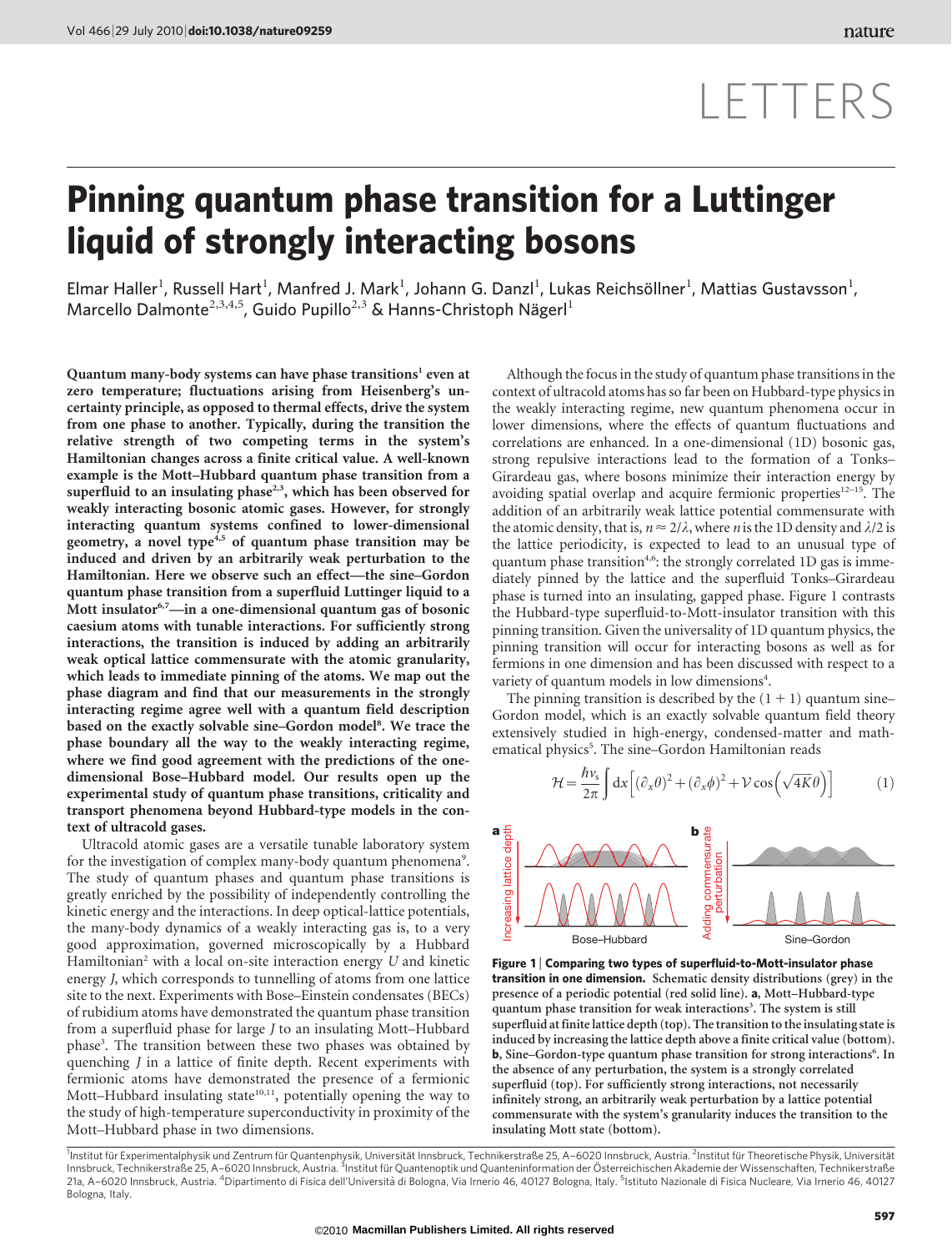# LETTERS

# Pinning quantum phase transition for a Luttinger liquid of strongly interacting bosons

Elmar Haller[1], Russell Hart[1], Manfred J. Mark[1], Johann G. Danzl[1], Lukas Reichsöllner[1], Mattias Gustavsson[1], Marcello Dalmonte[2,3,4,5], Guido Pupillo[2,3] & Hanns-Christoph Nägerl[1]

**Quantum many-body systems can have phase transitions[1] even at zero temperature; fluctuations arising from Heisenberg's uncertainty principle, as opposed to thermal effects, drive the system from one phase to another. Typically, during the transition the relative strength of two competing terms in the system's Hamiltonian changes across a finite critical value. A well-known example is the Mott–Hubbard quantum phase transition from a superfluid to an insulating phase[2,3], which has been observed for weakly interacting bosonic atomic gases. However, for strongly interacting quantum systems confined to lower-dimensional geometry, a novel type[4,5] of quantum phase transition may be induced and driven by an arbitrarily weak perturbation to the Hamiltonian. Here we observe such an effect—the sine–Gordon quantum phase transition from a superfluid Luttinger liquid to a Mott insulator[6,7]—in a one-dimensional quantum gas of bosonic caesium atoms with tunable interactions. For sufficiently strong interactions, the transition is induced by adding an arbitrarily weak optical lattice commensurate with the atomic granularity, which leads to immediate pinning of the atoms. We map out the phase diagram and find that our measurements in the strongly interacting regime agree well with a quantum field description based on the exactly solvable sine–Gordon model[8]. We trace the phase boundary all the way to the weakly interacting regime, where we find good agreement with the predictions of the one-dimensional Bose–Hubbard model. Our results open up the experimental study of quantum phase transitions, criticality and transport phenomena beyond Hubbard-type models in the context of ultracold gases.**

Ultracold atomic gases are a versatile tunable laboratory system for the investigation of complex many-body quantum phenomena[9]. The study of quantum phases and quantum phase transitions is greatly enriched by the possibility of independently controlling the kinetic energy and the interactions. In deep optical-lattice potentials, the many-body dynamics of a weakly interacting gas is, to a very good approximation, governed microscopically by a Hubbard Hamiltonian[2] with a local on-site interaction energy $U$ and kinetic energy $J$, which corresponds to tunnelling of atoms from one lattice site to the next. Experiments with Bose–Einstein condensates (BECs) of rubidium atoms have demonstrated the quantum phase transition from a superfluid phase for large $J$ to an insulating Mott–Hubbard phase[3]. The transition between these two phases was obtained by quenching $J$ in a lattice of finite depth. Recent experiments with fermionic atoms have demonstrated the presence of a fermionic Mott–Hubbard insulating state[10,11], potentially opening the way to the study of high-temperature superconductivity in proximity of the Mott–Hubbard phase in two dimensions.

Although the focus in the study of quantum phase transitions in the context of ultracold atoms has so far been on Hubbard-type physics in the weakly interacting regime, new quantum phenomena occur in lower dimensions, where the effects of quantum fluctuations and correlations are enhanced. In a one-dimensional (1D) bosonic gas, strong repulsive interactions lead to the formation of a Tonks–Girardeau gas, where bosons minimize their interaction energy by avoiding spatial overlap and acquire fermionic properties[12–15]. The addition of an arbitrarily weak lattice potential commensurate with the atomic density, that is, $n \approx 2/\lambda$, where $n$ is the 1D density and $\lambda/2$ is the lattice periodicity, is expected to lead to an unusual type of quantum phase transition[4,6]: the strongly correlated 1D gas is immediately pinned by the lattice and the superfluid Tonks–Girardeau phase is turned into an insulating, gapped phase. Figure 1 contrasts the Hubbard-type superfluid-to-Mott-insulator transition with this pinning transition. Given the universality of 1D quantum physics, the pinning transition will occur for interacting bosons as well as for fermions in one dimension and has been discussed with respect to a variety of quantum models in low dimensions[4].

The pinning transition is described by the (1 + 1) quantum sine–Gordon model, which is an exactly solvable quantum field theory extensively studied in high-energy, condensed-matter and mathematical physics[5]. The sine–Gordon Hamiltonian reads

$$\mathcal{H} = \frac{\hbar v_s}{2\pi}\int \mathrm{d}x\left[(\partial_x\theta)^2 + (\partial_x\phi)^2 + \mathcal{V}\cos\left(\sqrt{4K}\theta\right)\right] \qquad (1)$$

**Figure 1 | Comparing two types of superfluid-to-Mott-insulator phase transition in one dimension.** Schematic density distributions (grey) in the presence of a periodic potential (red solid line). **a**, Mott–Hubbard-type quantum phase transition for weak interactions[3]. The system is still superfluid at finite lattice depth (top). The transition to the insulating state is induced by increasing the lattice depth above a finite critical value (bottom). **b**, Sine–Gordon-type quantum phase transition for strong interactions[6]. In the absence of any perturbation, the system is a strongly correlated superfluid (top). For sufficiently strong interactions, not necessarily infinitely strong, an arbitrarily weak perturbation by a lattice potential commensurate with the system's granularity induces the transition to the insulating Mott state (bottom).

[1]Institut für Experimentalphysik und Zentrum für Quantenphysik, Universität Innsbruck, Technikerstraße 25, A–6020 Innsbruck, Austria. [2]Institut für Theoretische Physik, Universität Innsbruck, Technikerstraße 25, A–6020 Innsbruck, Austria. [3]Institut für Quantenoptik und Quanteninformation der Österreichischen Akademie der Wissenschaften, Technikerstraße 21a, A–6020 Innsbruck, Austria. [4]Dipartimento di Fisica dell'Università di Bologna, Via Irnerio 46, 40127 Bologna, Italy. [5]Istituto Nazionale di Fisica Nucleare, Via Irnerio 46, 40127 Bologna, Italy.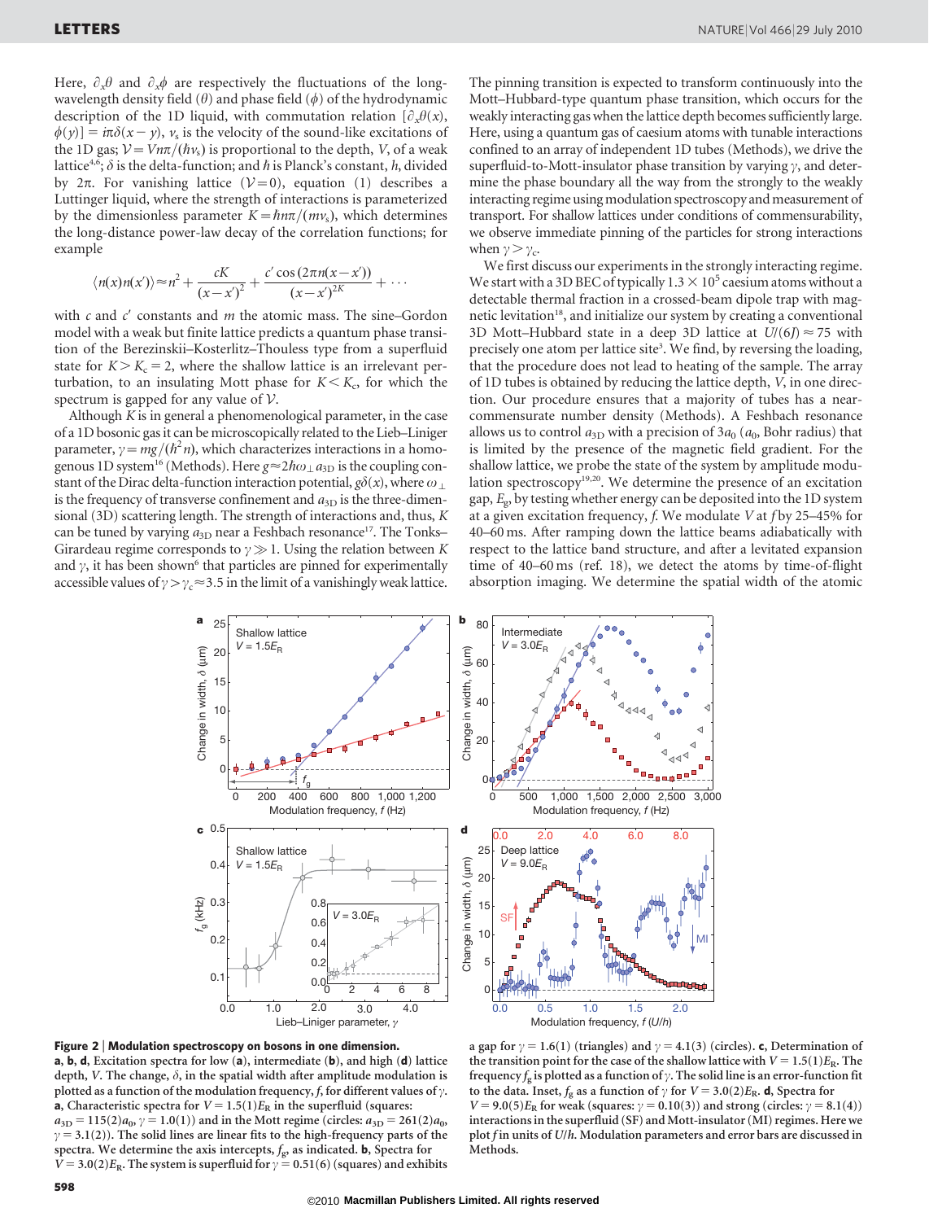Here, $\partial_x \theta$ and $\partial_x \phi$ are respectively the fluctuations of the long-wavelength density field ($\theta$) and phase field ($\phi$) of the hydrodynamic description of the 1D liquid, with commutation relation $[\partial_x \theta(x), \phi(y)] = i\pi\delta(x-y)$, $v_s$ is the velocity of the sound-like excitations of the 1D gas; $\mathcal{V} = Vn\pi/(\hbar v_s)$ is proportional to the depth, $V$, of a weak lattice[4,6]; $\delta$ is the delta-function; and $\hbar$ is Planck's constant, $h$, divided by $2\pi$. For vanishing lattice ($\mathcal{V}=0$), equation (1) describes a Luttinger liquid, where the strength of interactions is parameterized by the dimensionless parameter $K = \hbar n\pi/(mv_s)$, which determines the long-distance power-law decay of the correlation functions; for example

$$\langle n(x)n(x')\rangle \approx n^2 + \frac{cK}{(x-x')^2} + \frac{c' \cos(2\pi n(x-x'))}{(x-x')^{2K}} + \cdots$$

with $c$ and $c'$ constants and $m$ the atomic mass. The sine–Gordon model with a weak but finite lattice predicts a quantum phase transition of the Berezinskii–Kosterlitz–Thouless type from a superfluid state for $K > K_c = 2$, where the shallow lattice is an irrelevant perturbation, to an insulating Mott phase for $K < K_c$, for which the spectrum is gapped for any value of $\mathcal{V}$.

Although $K$ is in general a phenomenological parameter, in the case of a 1D bosonic gas it can be microscopically related to the Lieb–Liniger parameter, $\gamma = mg/(\hbar^2 n)$, which characterizes interactions in a homogenous 1D system[16] (Methods). Here $g \approx 2\hbar\omega_\perp a_{3D}$ is the coupling constant of the Dirac delta-function interaction potential, $g\delta(x)$, where $\omega_\perp$ is the frequency of transverse confinement and $a_{3D}$ is the three-dimensional (3D) scattering length. The strength of interactions and, thus, $K$ can be tuned by varying $a_{3D}$ near a Feshbach resonance[17]. The Tonks–Girardeau regime corresponds to $\gamma \gg 1$. Using the relation between $K$ and $\gamma$, it has been shown[6] that particles are pinned for experimentally accessible values of $\gamma > \gamma_c \approx 3.5$ in the limit of a vanishingly weak lattice.

The pinning transition is expected to transform continuously into the Mott–Hubbard-type quantum phase transition, which occurs for the weakly interacting gas when the lattice depth becomes sufficiently large. Here, using a quantum gas of caesium atoms with tunable interactions confined to an array of independent 1D tubes (Methods), we drive the superfluid-to-Mott-insulator phase transition by varying $\gamma$, and determine the phase boundary all the way from the strongly to the weakly interacting regime using modulation spectroscopy and measurement of transport. For shallow lattices under conditions of commensurability, we observe immediate pinning of the particles for strong interactions when $\gamma > \gamma_c$.

We first discuss our experiments in the strongly interacting regime. We start with a 3D BEC of typically $1.3 \times 10^5$ caesium atoms without a detectable thermal fraction in a crossed-beam dipole trap with magnetic levitation[18], and initialize our system by creating a conventional 3D Mott–Hubbard state in a deep 3D lattice at $U/(6J) \approx 75$ with precisely one atom per lattice site[3]. We find, by reversing the loading, that the procedure does not lead to heating of the sample. The array of 1D tubes is obtained by reducing the lattice depth, $V$, in one direction. Our procedure ensures that a majority of tubes has a near-commensurate number density (Methods). A Feshbach resonance allows us to control $a_{3D}$ with a precision of $3a_0$ ($a_0$, Bohr radius) that is limited by the presence of the magnetic field gradient. For the shallow lattice, we probe the state of the system by amplitude modulation spectroscopy[19,20]. We determine the presence of an excitation gap, $E_g$, by testing whether energy can be deposited into the 1D system at a given excitation frequency, $f$. We modulate $V$ at $f$ by 25–45% for 40–60 ms. After ramping down the lattice beams adiabatically with respect to the lattice band structure, and after a levitated expansion time of 40–60 ms (ref. 18), we detect the atoms by time-of-flight absorption imaging. We determine the spatial width of the atomic

**Figure 2 | Modulation spectroscopy on bosons in one dimension.** **a**, **b**, **d**, Excitation spectra for low (**a**), intermediate (**b**), and high (**d**) lattice depth, $V$. The change, $\delta$, in the spatial width after amplitude modulation is plotted as a function of the modulation frequency, $f$, for different values of $\gamma$. **a**, Characteristic spectra for $V = 1.5(1)E_R$ in the superfluid (squares: $a_{3D} = 115(2)a_0$, $\gamma = 1.0(1)$) and in the Mott regime (circles: $a_{3D} = 261(2)a_0$, $\gamma = 3.1(2)$). The solid lines are linear fits to the high-frequency parts of the spectra. We determine the axis intercepts, $f_g$, as indicated. **b**, Spectra for $V = 3.0(2)E_R$. The system is superfluid for $\gamma = 0.51(6)$ (squares) and exhibits a gap for $\gamma = 1.6(1)$ (triangles) and $\gamma = 4.1(3)$ (circles). **c**, Determination of the transition point for the case of the shallow lattice with $V = 1.5(1)E_R$. The frequency $f_g$ is plotted as a function of $\gamma$. The solid line is an error-function fit to the data. Inset, $f_g$ as a function of $\gamma$ for $V = 3.0(2)E_R$. **d**, Spectra for $V = 9.0(5)E_R$ for weak (squares: $\gamma = 0.10(3)$) and strong (circles: $\gamma = 8.1(4)$) interactions in the superfluid (SF) and Mott-insulator (MI) regimes. Here we plot $f$ in units of $U/h$. Modulation parameters and error bars are discussed in Methods.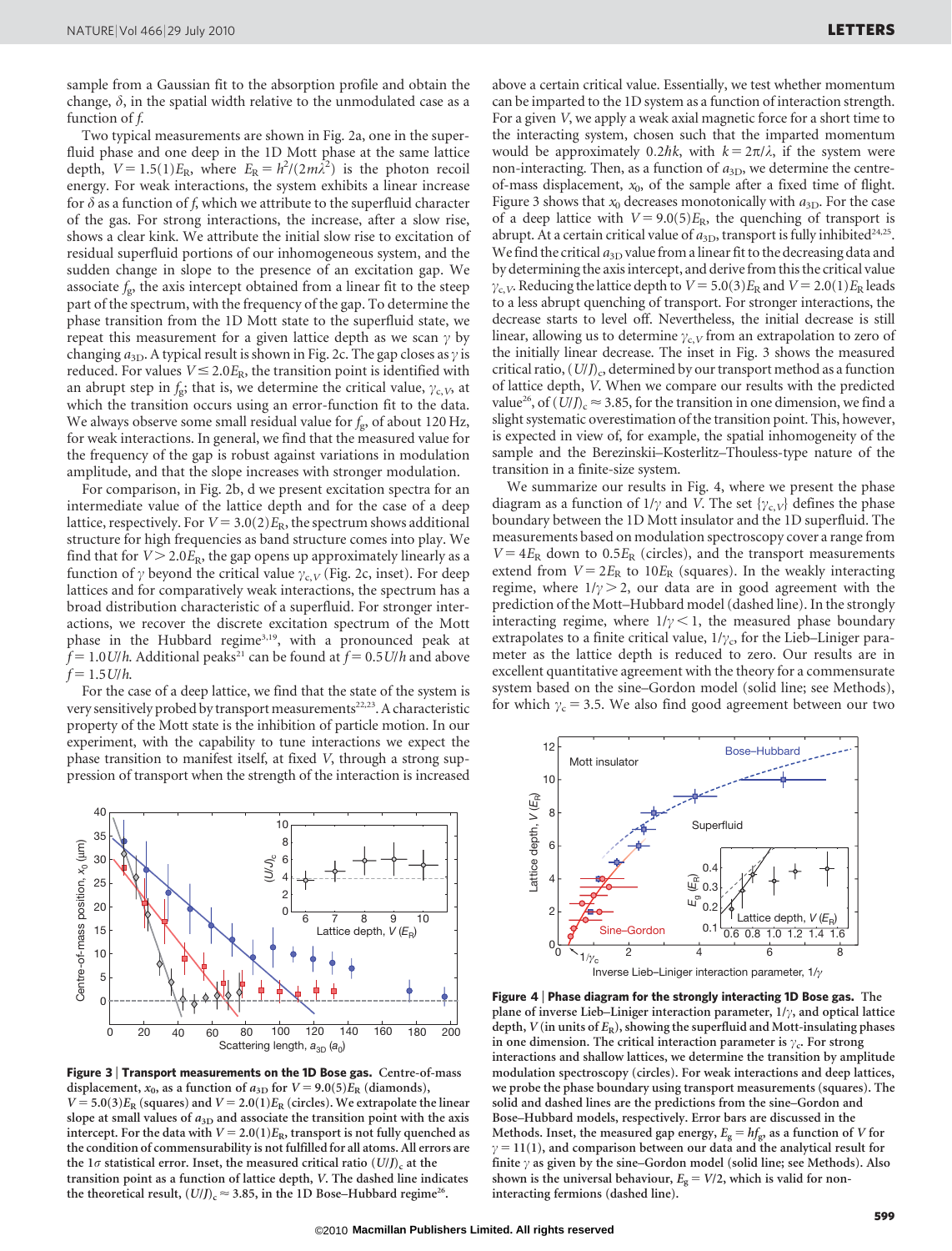sample from a Gaussian fit to the absorption profile and obtain the change, $\delta$, in the spatial width relative to the unmodulated case as a function of $f$.

Two typical measurements are shown in Fig. 2a, one in the superfluid phase and one deep in the 1D Mott phase at the same lattice depth, $V = 1.5(1)E_R$, where $E_R = h^2/(2m\lambda^2)$ is the photon recoil energy. For weak interactions, the system exhibits a linear increase for $\delta$ as a function of $f$, which we attribute to the superfluid character of the gas. For strong interactions, the increase, after a slow rise, shows a clear kink. We attribute the initial slow rise to excitation of residual superfluid portions of our inhomogeneous system, and the sudden change in slope to the presence of an excitation gap. We associate $f_g$, the axis intercept obtained from a linear fit to the steep part of the spectrum, with the frequency of the gap. To determine the phase transition from the 1D Mott state to the superfluid state, we repeat this measurement for a given lattice depth as we scan $\gamma$ by changing $a_{3D}$. A typical result is shown in Fig. 2c. The gap closes as $\gamma$ is reduced. For values $V \leq 2.0E_R$, the transition point is identified with an abrupt step in $f_g$; that is, we determine the critical value, $\gamma_{c,V}$, at which the transition occurs using an error-function fit to the data. We always observe some small residual value for $f_g$, of about 120 Hz, for weak interactions. In general, we find that the measured value for the frequency of the gap is robust against variations in modulation amplitude, and that the slope increases with stronger modulation.

For comparison, in Fig. 2b, d we present excitation spectra for an intermediate value of the lattice depth and for the case of a deep lattice, respectively. For $V = 3.0(2)E_R$, the spectrum shows additional structure for high frequencies as band structure comes into play. We find that for $V > 2.0E_R$, the gap opens up approximately linearly as a function of $\gamma$ beyond the critical value $\gamma_{c,V}$ (Fig. 2c, inset). For deep lattices and for comparatively weak interactions, the spectrum has a broad distribution characteristic of a superfluid. For stronger interactions, we recover the discrete excitation spectrum of the Mott phase in the Hubbard regime[3,19], with a pronounced peak at $f = 1.0U/h$. Additional peaks[21] can be found at $f = 0.5U/h$ and above $f = 1.5U/h$.

For the case of a deep lattice, we find that the state of the system is very sensitively probed by transport measurements[22,23]. A characteristic property of the Mott state is the inhibition of particle motion. In our experiment, with the capability to tune interactions we expect the phase transition to manifest itself, at fixed $V$, through a strong suppression of transport when the strength of the interaction is increased above a certain critical value. Essentially, we test whether momentum can be imparted to the 1D system as a function of interaction strength. For a given $V$, we apply a weak axial magnetic force for a short time to the interacting system, chosen such that the imparted momentum would be approximately $0.2\hbar k$, with $k = 2\pi/\lambda$, if the system were non-interacting. Then, as a function of $a_{3D}$, we determine the centre-of-mass displacement, $x_0$, of the sample after a fixed time of flight. Figure 3 shows that $x_0$ decreases monotonically with $a_{3D}$. For the case of a deep lattice with $V = 9.0(5)E_R$, the quenching of transport is abrupt. At a certain critical value of $a_{3D}$, transport is fully inhibited[24,25]. We find the critical $a_{3D}$ value from a linear fit to the decreasing data and by determining the axis intercept, and derive from this the critical value $\gamma_{c,V}$. Reducing the lattice depth to $V = 5.0(3)E_R$ and $V = 2.0(1)E_R$ leads to a less abrupt quenching of transport. For stronger interactions, the decrease starts to level off. Nevertheless, the initial decrease is still linear, allowing us to determine $\gamma_{c,V}$ from an extrapolation to zero of the initially linear decrease. The inset in Fig. 3 shows the measured critical ratio, $(U/J)_c$, determined by our transport method as a function of lattice depth, $V$. When we compare our results with the predicted value[26], of $(U/J)_c \approx 3.85$, for the transition in one dimension, we find a slight systematic overestimation of the transition point. This, however, is expected in view of, for example, the spatial inhomogeneity of the sample and the Berezinskii–Kosterlitz–Thouless-type nature of the transition in a finite-size system.

We summarize our results in Fig. 4, where we present the phase diagram as a function of $1/\gamma$ and $V$. The set $\{\gamma_{c,V}\}$ defines the phase boundary between the 1D Mott insulator and the 1D superfluid. The measurements based on modulation spectroscopy cover a range from $V = 4E_R$ down to $0.5E_R$ (circles), and the transport measurements extend from $V = 2E_R$ to $10E_R$ (squares). In the weakly interacting regime, where $1/\gamma > 2$, our data are in good agreement with the prediction of the Mott–Hubbard model (dashed line). In the strongly interacting regime, where $1/\gamma < 1$, the measured phase boundary extrapolates to a finite critical value, $1/\gamma_c$, for the Lieb–Liniger parameter as the lattice depth is reduced to zero. Our results are in excellent quantitative agreement with the theory for a commensurate system based on the sine–Gordon model (solid line; see Methods), for which $\gamma_c = 3.5$. We also find good agreement between our two

**Figure 3 | Transport measurements on the 1D Bose gas.** Centre-of-mass displacement, $x_0$, as a function of $a_{3D}$ for $V = 9.0(5)E_R$ (diamonds), $V = 5.0(3)E_R$ (squares) and $V = 2.0(1)E_R$ (circles). We extrapolate the linear slope at small values of $a_{3D}$ and associate the transition point with the axis intercept. For the data with $V = 2.0(1)E_R$, transport is not fully quenched as the condition of commensurability is not fulfilled for all atoms. All errors are the $1\sigma$ statistical error. Inset, the measured critical ratio $(U/J)_c$ at the transition point as a function of lattice depth, $V$. The dashed line indicates the theoretical result, $(U/J)_c \approx 3.85$, in the 1D Bose–Hubbard regime[26].

**Figure 4 | Phase diagram for the strongly interacting 1D Bose gas.** The plane of inverse Lieb–Liniger interaction parameter, $1/\gamma$, and optical lattice depth, $V$ (in units of $E_R$), showing the superfluid and Mott-insulating phases in one dimension. The critical interaction parameter is $\gamma_c$. For strong interactions and shallow lattices, we determine the transition by amplitude modulation spectroscopy (circles). For weak interactions and deep lattices, we probe the phase boundary using transport measurements (squares). The solid and dashed lines are the predictions from the sine–Gordon and Bose–Hubbard models, respectively. Error bars are discussed in the Methods. Inset, the measured gap energy, $E_g = hf_g$, as a function of $V$ for $\gamma = 11(1)$, and comparison between our data and the analytical result for finite $\gamma$ as given by the sine–Gordon model (solid line; see Methods). Also shown is the universal behaviour, $E_g = V/2$, which is valid for non-interacting fermions (dashed line).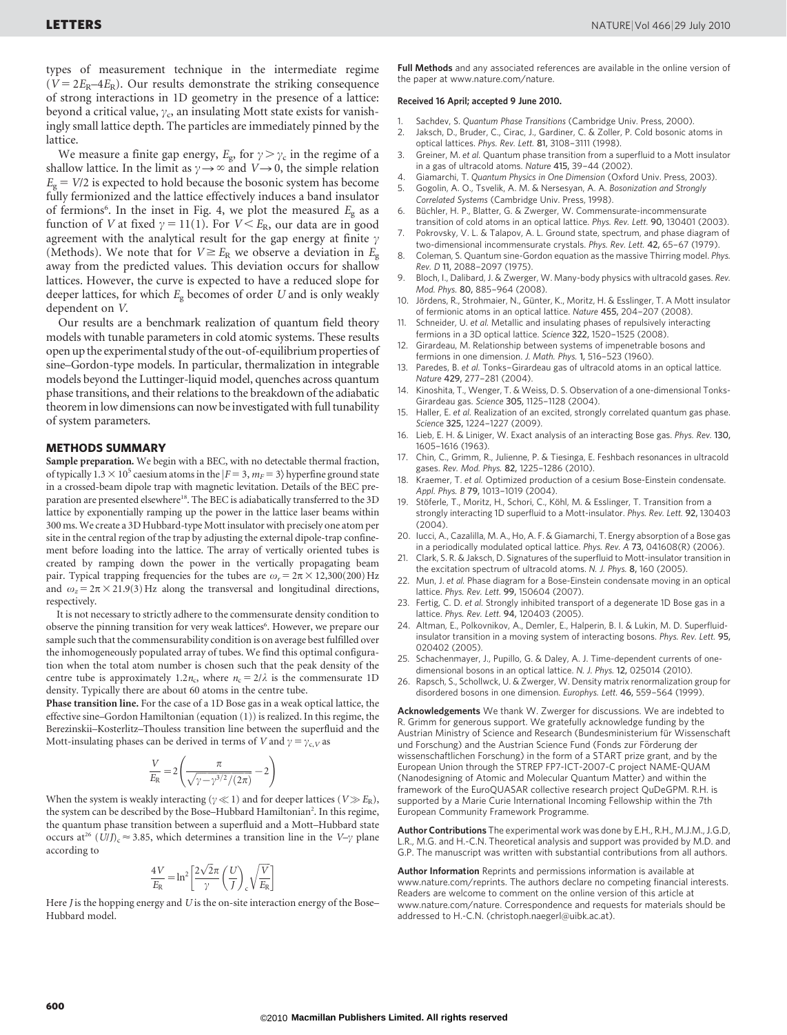types of measurement technique in the intermediate regime ($V = 2E_R$–$4E_R$). Our results demonstrate the striking consequence of strong interactions in 1D geometry in the presence of a lattice: beyond a critical value, $\gamma_c$, an insulating Mott state exists for vanishingly small lattice depth. The particles are immediately pinned by the lattice.

We measure a finite gap energy, $E_g$, for $\gamma > \gamma_c$ in the regime of a shallow lattice. In the limit as $\gamma \to \infty$ and $V \to 0$, the simple relation $E_g = V/2$ is expected to hold because the bosonic system has become fully fermionized and the lattice effectively induces a band insulator of fermions[6]. In the inset in Fig. 4, we plot the measured $E_g$ as a function of $V$ at fixed $\gamma = 11(1)$. For $V < E_R$, our data are in good agreement with the analytical result for the gap energy at finite $\gamma$ (Methods). We note that for $V \gtrsim E_R$ we observe a deviation in $E_g$ away from the predicted values. This deviation occurs for shallow lattices. However, the curve is expected to have a reduced slope for deeper lattices, for which $E_g$ becomes of order $U$ and is only weakly dependent on $V$.

Our results are a benchmark realization of quantum field theory models with tunable parameters in cold atomic systems. These results open up the experimental study of the out-of-equilibrium properties of sine–Gordon-type models. In particular, thermalization in integrable models beyond the Luttinger-liquid model, quenches across quantum phase transitions, and their relations to the breakdown of the adiabatic theorem in low dimensions can now be investigated with full tunability of system parameters.

## METHODS SUMMARY

**Sample preparation.** We begin with a BEC, with no detectable thermal fraction, of typically $1.3 \times 10^5$ caesium atoms in the $|F = 3, m_F = 3\rangle$ hyperfine ground state in a crossed-beam dipole trap with magnetic levitation. Details of the BEC preparation are presented elsewhere[18]. The BEC is adiabatically transferred to the 3D lattice by exponentially ramping up the power in the lattice laser beams within 300 ms. We create a 3D Hubbard-type Mott insulator with precisely one atom per site in the central region of the trap by adjusting the external dipole-trap confinement before loading into the lattice. The array of vertically oriented tubes is created by ramping down the power in the vertically propagating beam pair. Typical trapping frequencies for the tubes are $\omega_r = 2\pi \times 12{,}300(200)$ Hz and $\omega_z = 2\pi \times 21.9(3)$ Hz along the transversal and longitudinal directions, respectively.

It is not necessary to strictly adhere to the commensurate density condition to observe the pinning transition for very weak lattices[6]. However, we prepare our sample such that the commensurability condition is on average best fulfilled over the inhomogeneously populated array of tubes. We find this optimal configuration when the total atom number is chosen such that the peak density of the centre tube is approximately $1.2n_c$, where $n_c = 2/\lambda$ is the commensurate 1D density. Typically there are about 60 atoms in the centre tube.

**Phase transition line.** For the case of a 1D Bose gas in a weak optical lattice, the effective sine–Gordon Hamiltonian (equation (1)) is realized. In this regime, the Berezinskii–Kosterlitz–Thouless transition line between the superfluid and the Mott-insulating phases can be derived in terms of $V$ and $\gamma = \gamma_{c,V}$ as

$$\frac{V}{E_R} = 2\left(\frac{\pi}{\sqrt{\gamma - \gamma^{3/2}/(2\pi)}} - 2\right)$$

When the system is weakly interacting ($\gamma \ll 1$) and for deeper lattices ($V \gg E_R$), the system can be described by the Bose–Hubbard Hamiltonian[2]. In this regime, the quantum phase transition between a superfluid and a Mott–Hubbard state occurs at[26] $(U/J)_c \approx 3.85$, which determines a transition line in the $V$–$\gamma$ plane according to

$$\frac{4V}{E_R} = \ln^2\left[\frac{2\sqrt{2}\pi}{\gamma}\left(\frac{U}{J}\right)_c \sqrt{\frac{V}{E_R}}\right]$$

Here $J$ is the hopping energy and $U$ is the on-site interaction energy of the Bose–Hubbard model.

**Full Methods** and any associated references are available in the online version of the paper at www.nature.com/nature.

**Received 16 April; accepted 9 June 2010.**

1. Sachdev, S. *Quantum Phase Transitions* (Cambridge Univ. Press, 2000).
2. Jaksch, D., Bruder, C., Cirac, J., Gardiner, C. & Zoller, P. Cold bosonic atoms in optical lattices. *Phys. Rev. Lett.* **81,** 3108–3111 (1998).
3. Greiner, M. *et al.* Quantum phase transition from a superfluid to a Mott insulator in a gas of ultracold atoms. *Nature* **415,** 39–44 (2002).
4. Giamarchi, T. *Quantum Physics in One Dimension* (Oxford Univ. Press, 2003).
5. Gogolin, A. O., Tsvelik, A. M. & Nersesyan, A. A. *Bosonization and Strongly Correlated Systems* (Cambridge Univ. Press, 1998).
6. Büchler, H. P., Blatter, G. & Zwerger, W. Commensurate-incommensurate transition of cold atoms in an optical lattice. *Phys. Rev. Lett.* **90,** 130401 (2003).
7. Pokrovsky, V. L. & Talapov, A. L. Ground state, spectrum, and phase diagram of two-dimensional incommensurate crystals. *Phys. Rev. Lett.* **42,** 65–67 (1979).
8. Coleman, S. Quantum sine-Gordon equation as the massive Thirring model. *Phys. Rev. D* **11,** 2088–2097 (1975).
9. Bloch, I., Dalibard, J. & Zwerger, W. Many-body physics with ultracold gases. *Rev. Mod. Phys.* **80,** 885–964 (2008).
10. Jördens, R., Strohmaier, N., Günter, K., Moritz, H. & Esslinger, T. A Mott insulator of fermionic atoms in an optical lattice. *Nature* **455,** 204–207 (2008).
11. Schneider, U. *et al.* Metallic and insulating phases of repulsively interacting fermions in a 3D optical lattice. *Science* **322,** 1520–1525 (2008).
12. Girardeau, M. Relationship between systems of impenetrable bosons and fermions in one dimension. *J. Math. Phys.* **1,** 516–523 (1960).
13. Paredes, B. *et al.* Tonks–Girardeau gas of ultracold atoms in an optical lattice. *Nature* **429,** 277–281 (2004).
14. Kinoshita, T., Wenger, T. & Weiss, D. S. Observation of a one-dimensional Tonks-Girardeau gas. *Science* **305,** 1125–1128 (2004).
15. Haller, E. *et al.* Realization of an excited, strongly correlated quantum gas phase. *Science* **325,** 1224–1227 (2009).
16. Lieb, E. H. & Liniger, W. Exact analysis of an interacting Bose gas. *Phys. Rev.* **130,** 1605–1616 (1963).
17. Chin, C., Grimm, R., Julienne, P. & Tiesinga, E. Feshbach resonances in ultracold gases. *Rev. Mod. Phys.* **82,** 1225–1286 (2010).
18. Kraemer, T. *et al.* Optimized production of a cesium Bose-Einstein condensate. *Appl. Phys. B* **79,** 1013–1019 (2004).
19. Stöferle, T., Moritz, H., Schori, C., Köhl, M. & Esslinger, T. Transition from a strongly interacting 1D superfluid to a Mott-insulator. *Phys. Rev. Lett.* **92,** 130403 (2004).
20. Iucci, A., Cazalilla, M. A., Ho, A. F. & Giamarchi, T. Energy absorption of a Bose gas in a periodically modulated optical lattice. *Phys. Rev. A* **73,** 041608(R) (2006).
21. Clark, S. R. & Jaksch, D. Signatures of the superfluid to Mott-insulator transition in the excitation spectrum of ultracold atoms. *N. J. Phys.* **8,** 160 (2005).
22. Mun, J. *et al.* Phase diagram for a Bose-Einstein condensate moving in an optical lattice. *Phys. Rev. Lett.* **99,** 150604 (2007).
23. Fertig, C. D. *et al.* Strongly inhibited transport of a degenerate 1D Bose gas in a lattice. *Phys. Rev. Lett.* **94,** 120403 (2005).
24. Altman, E., Polkovnikov, A., Demler, E., Halperin, B. I. & Lukin, M. D. Superfluid-insulator transition in a moving system of interacting bosons. *Phys. Rev. Lett.* **95,** 020402 (2005).
25. Schachenmayer, J., Pupillo, G. & Daley, A. J. Time-dependent currents of one-dimensional bosons in an optical lattice. *N. J. Phys.* **12,** 025014 (2010).
26. Rapsch, S., Schollwck, U. & Zwerger, W. Density matrix renormalization group for disordered bosons in one dimension. *Europhys. Lett.* **46,** 559–564 (1999).

**Acknowledgements** We thank W. Zwerger for discussions. We are indebted to R. Grimm for generous support. We gratefully acknowledge funding by the Austrian Ministry of Science and Research (Bundesministerium für Wissenschaft und Forschung) and the Austrian Science Fund (Fonds zur Förderung der wissenschaftlichen Forschung) in the form of a START prize grant, and by the European Union through the STREP FP7-ICT-2007-C project NAME-QUAM (Nanodesigning of Atomic and Molecular Quantum Matter) and within the framework of the EuroQUASAR collective research project QuDeGPM. R.H. is supported by a Marie Curie International Incoming Fellowship within the 7th European Community Framework Programme.

**Author Contributions** The experimental work was done by E.H., R.H., M.J.M., J.G.D, L.R., M.G. and H.-C.N. Theoretical analysis and support was provided by M.D. and G.P. The manuscript was written with substantial contributions from all authors.

**Author Information** Reprints and permissions information is available at www.nature.com/reprints. The authors declare no competing financial interests. Readers are welcome to comment on the online version of this article at www.nature.com/nature. Correspondence and requests for materials should be addressed to H.-C.N. (christoph.naegerl@uibk.ac.at).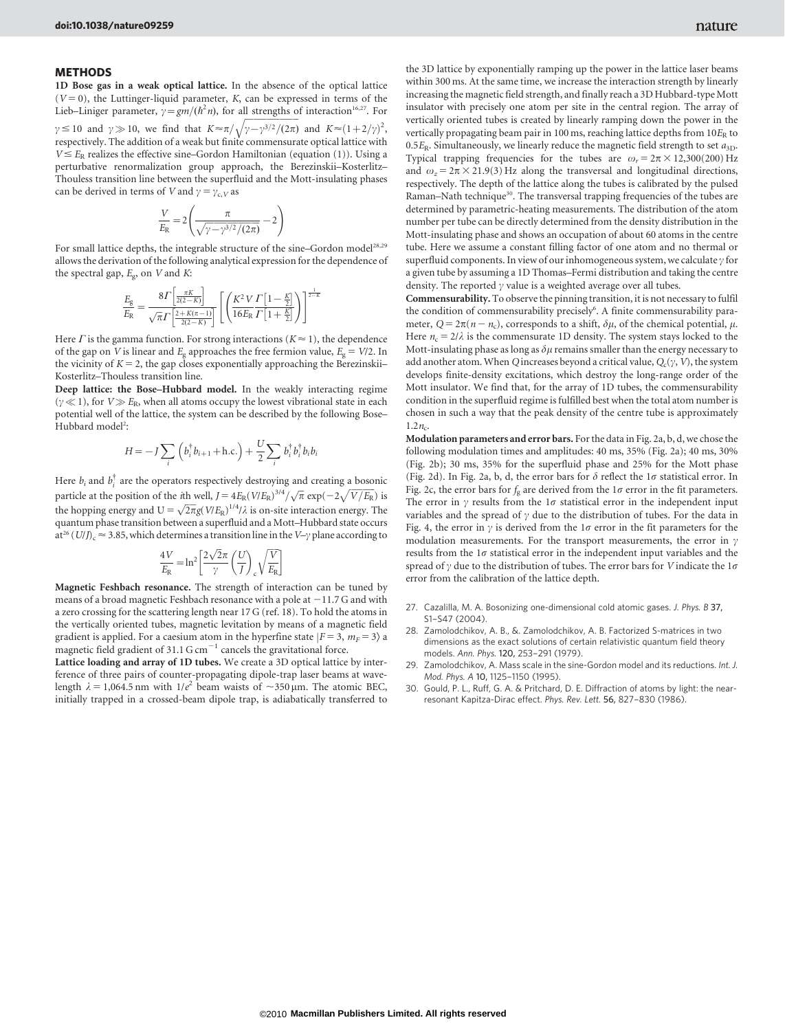## METHODS

**1D Bose gas in a weak optical lattice.** In the absence of the optical lattice ($V = 0$), the Luttinger-liquid parameter, $K$, can be expressed in terms of the Lieb–Liniger parameter, $\gamma = gm/(\hbar^2 n)$, for all strengths of interaction[16,27]. For $\gamma \leq 10$ and $\gamma \gg 10$, we find that $K \approx \pi/\sqrt{\gamma - \gamma^{3/2}/(2\pi)}$ and $K \approx (1 + 2/\gamma)^2$, respectively. The addition of a weak but finite commensurate optical lattice with $V \lesssim E_R$ realizes the effective sine–Gordon Hamiltonian (equation (1)). Using a perturbative renormalization group approach, the Berezinskii–Kosterlitz–Thouless transition line between the superfluid and the Mott-insulating phases can be derived in terms of $V$ and $\gamma = \gamma_{c,V}$ as

$$\frac{V}{E_R} = 2\left(\frac{\pi}{\sqrt{\gamma - \gamma^{3/2}/(2\pi)}} - 2\right)$$

For small lattice depths, the integrable structure of the sine–Gordon model[28,29] allows the derivation of the following analytical expression for the dependence of the spectral gap, $E_g$, on $V$ and $K$:

$$\frac{E_g}{E_R} = \frac{8\Gamma\left[\frac{\pi K}{2(2-K)}\right]}{\sqrt{\pi}\Gamma\left[\frac{2+K(\pi-1)}{2(2-K)}\right]}\left[\left(\frac{K^2 V}{16 E_R}\frac{\Gamma\left[1-\frac{K}{2}\right]}{\Gamma\left[1+\frac{K}{2}\right]}\right)\right]^{\frac{1}{2-K}}$$

Here $\Gamma$ is the gamma function. For strong interactions ($K \approx 1$), the dependence of the gap on $V$ is linear and $E_g$ approaches the free fermion value, $E_g = V/2$. In the vicinity of $K = 2$, the gap closes exponentially approaching the Berezinskii–Kosterlitz–Thouless transition line.

**Deep lattice: the Bose–Hubbard model.** In the weakly interacting regime ($\gamma \ll 1$), for $V \gg E_R$, when all atoms occupy the lowest vibrational state in each potential well of the lattice, the system can be described by the following Bose–Hubbard model[2]:

$$H = -J\sum_i \left(b_i^\dagger b_{i+1} + \text{h.c.}\right) + \frac{U}{2}\sum_i b_i^\dagger b_i^\dagger b_i b_i$$

Here $b_i$ and $b_i^\dagger$ are the operators respectively destroying and creating a bosonic particle at the position of the $i$th well, $J = 4E_R(V/E_R)^{3/4}/\sqrt{\pi}\exp(-2\sqrt{V/E_R})$ is the hopping energy and $U = \sqrt{2\pi}g(V/E_R)^{1/4}/\lambda$ is on-site interaction energy. The quantum phase transition between a superfluid and a Mott–Hubbard state occurs at[26] $(U/J)_c \approx 3.85$, which determines a transition line in the $V$–$\gamma$ plane according to

$$\frac{4V}{E_R} = \ln^2\left[\frac{2\sqrt{2}\pi}{\gamma}\left(\frac{U}{J}\right)_c\sqrt{\frac{V}{E_R}}\right]$$

**Magnetic Feshbach resonance.** The strength of interaction can be tuned by means of a broad magnetic Feshbach resonance with a pole at −11.7 G and with a zero crossing for the scattering length near 17 G (ref. 18). To hold the atoms in the vertically oriented tubes, magnetic levitation by means of a magnetic field gradient is applied. For a caesium atom in the hyperfine state $|F = 3, m_F = 3\rangle$ a magnetic field gradient of 31.1 G cm$^{-1}$ cancels the gravitational force.

**Lattice loading and array of 1D tubes.** We create a 3D optical lattice by interference of three pairs of counter-propagating dipole-trap laser beams at wavelength $\lambda = 1{,}064.5$ nm with $1/e^2$ beam waists of ~350 μm. The atomic BEC, initially trapped in a crossed-beam dipole trap, is adiabatically transferred to the 3D lattice by exponentially ramping up the power in the lattice laser beams within 300 ms. At the same time, we increase the interaction strength by linearly increasing the magnetic field strength, and finally reach a 3D Hubbard-type Mott insulator with precisely one atom per site in the central region. The array of vertically oriented tubes is created by linearly ramping down the power in the vertically propagating beam pair in 100 ms, reaching lattice depths from $10E_R$ to $0.5E_R$. Simultaneously, we linearly reduce the magnetic field strength to set $a_{3D}$. Typical trapping frequencies for the tubes are $\omega_r = 2\pi \times 12{,}300(200)$ Hz and $\omega_z = 2\pi \times 21.9(3)$ Hz along the transversal and longitudinal directions, respectively. The depth of the lattice along the tubes is calibrated by the pulsed Raman–Nath technique[30]. The transversal trapping frequencies of the tubes are determined by parametric-heating measurements. The distribution of the atom number per tube can be directly determined from the density distribution in the Mott-insulating phase and shows an occupation of about 60 atoms in the centre tube. Here we assume a constant filling factor of one atom and no thermal or superfluid components. In view of our inhomogeneous system, we calculate $\gamma$ for a given tube by assuming a 1D Thomas–Fermi distribution and taking the centre density. The reported $\gamma$ value is a weighted average over all tubes.

**Commensurability.** To observe the pinning transition, it is not necessary to fulfil the condition of commensurability precisely[6]. A finite commensurability parameter, $Q = 2\pi(n - n_c)$, corresponds to a shift, $\delta\mu$, of the chemical potential, $\mu$. Here $n_c = 2/\lambda$ is the commensurate 1D density. The system stays locked to the Mott-insulating phase as long as $\delta\mu$ remains smaller than the energy necessary to add another atom. When $Q$ increases beyond a critical value, $Q_c(\gamma, V)$, the system develops finite-density excitations, which destroy the long-range order of the Mott insulator. We find that, for the array of 1D tubes, the commensurability condition in the superfluid regime is fulfilled best when the total atom number is chosen in such a way that the peak density of the centre tube is approximately $1.2n_c$.

**Modulation parameters and error bars.** For the data in Fig. 2a, b, d, we chose the following modulation times and amplitudes: 40 ms, 35% (Fig. 2a); 40 ms, 30% (Fig. 2b); 30 ms, 35% for the superfluid phase and 25% for the Mott phase (Fig. 2d). In Fig. 2a, b, d, the error bars for $\delta$ reflect the 1$\sigma$ statistical error. In Fig. 2c, the error bars for $f_g$ are derived from the 1$\sigma$ error in the fit parameters. The error in $\gamma$ results from the 1$\sigma$ statistical error in the independent input variables and the spread of $\gamma$ due to the distribution of tubes. For the data in Fig. 4, the error in $\gamma$ is derived from the 1$\sigma$ error in the fit parameters for the modulation measurements. For the transport measurements, the error in $\gamma$ results from the 1$\sigma$ statistical error in the independent input variables and the spread of $\gamma$ due to the distribution of tubes. The error bars for $V$ indicate the 1$\sigma$ error from the calibration of the lattice depth.

27. Cazalilla, M. A. Bosonizing one-dimensional cold atomic gases. *J. Phys. B* **37**, S1–S47 (2004).
28. Zamolodchikov, A. B., &. Zamolodchikov, A. B. Factorized S-matrices in two dimensions as the exact solutions of certain relativistic quantum field theory models. *Ann. Phys.* **120**, 253–291 (1979).
29. Zamolodchikov, A. Mass scale in the sine-Gordon model and its reductions. *Int. J. Mod. Phys. A* **10**, 1125–1150 (1995).
30. Gould, P. L., Ruff, G. A. & Pritchard, D. E. Diffraction of atoms by light: the near-resonant Kapitza-Dirac effect. *Phys. Rev. Lett.* **56**, 827–830 (1986).